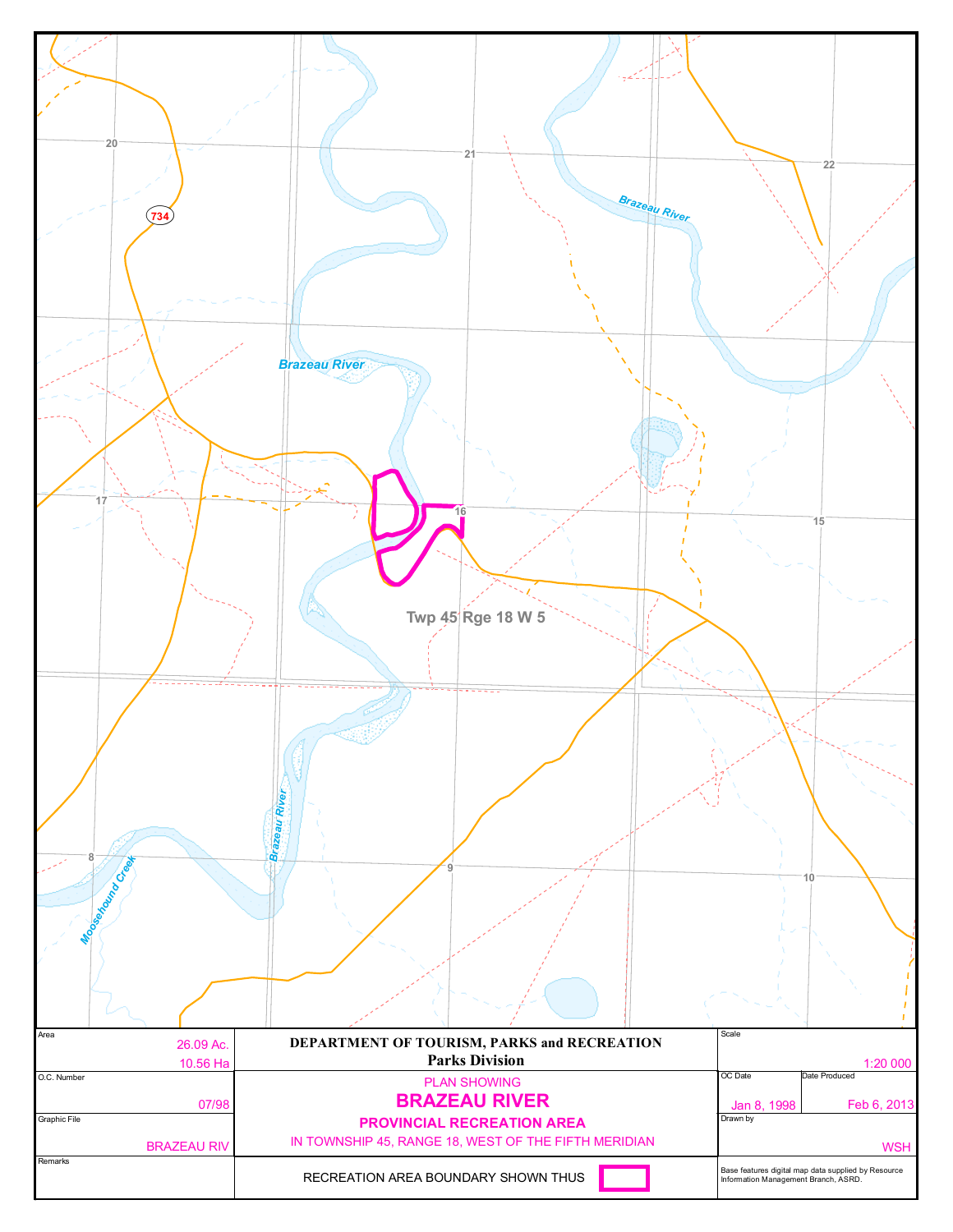Brazeau River

Brazeau River

Brazeau River

Moosehound Creek

734

20

21

22

17

16

15

8

9

10

Twp 45 Rge 18 W 5

| Area | DEPARTMENT OF TOURISM, PARKS and RECREATION | Scale |
|---|---|---|
| 26.09 Ac. 10.56 Ha | **Parks Division** | 1:20 000 |

| O.C. Number | PLAN SHOWING | OC Date | Date Produced |
|---|---|---|---|
| 07/98 | **BRAZEAU RIVER** | Jan 8, 1998 | Feb 6, 2013 |

| Graphic File | **PROVINCIAL RECREATION AREA** | Drawn by |
|---|---|---|
| BRAZEAU RIV | IN TOWNSHIP 45, RANGE 18, WEST OF THE FIFTH MERIDIAN | WSH |

| Remarks | RECREATION AREA BOUNDARY SHOWN THUS | Base features digital map data supplied by Resource Information Management Branch, ASRD. |
|---|---|---|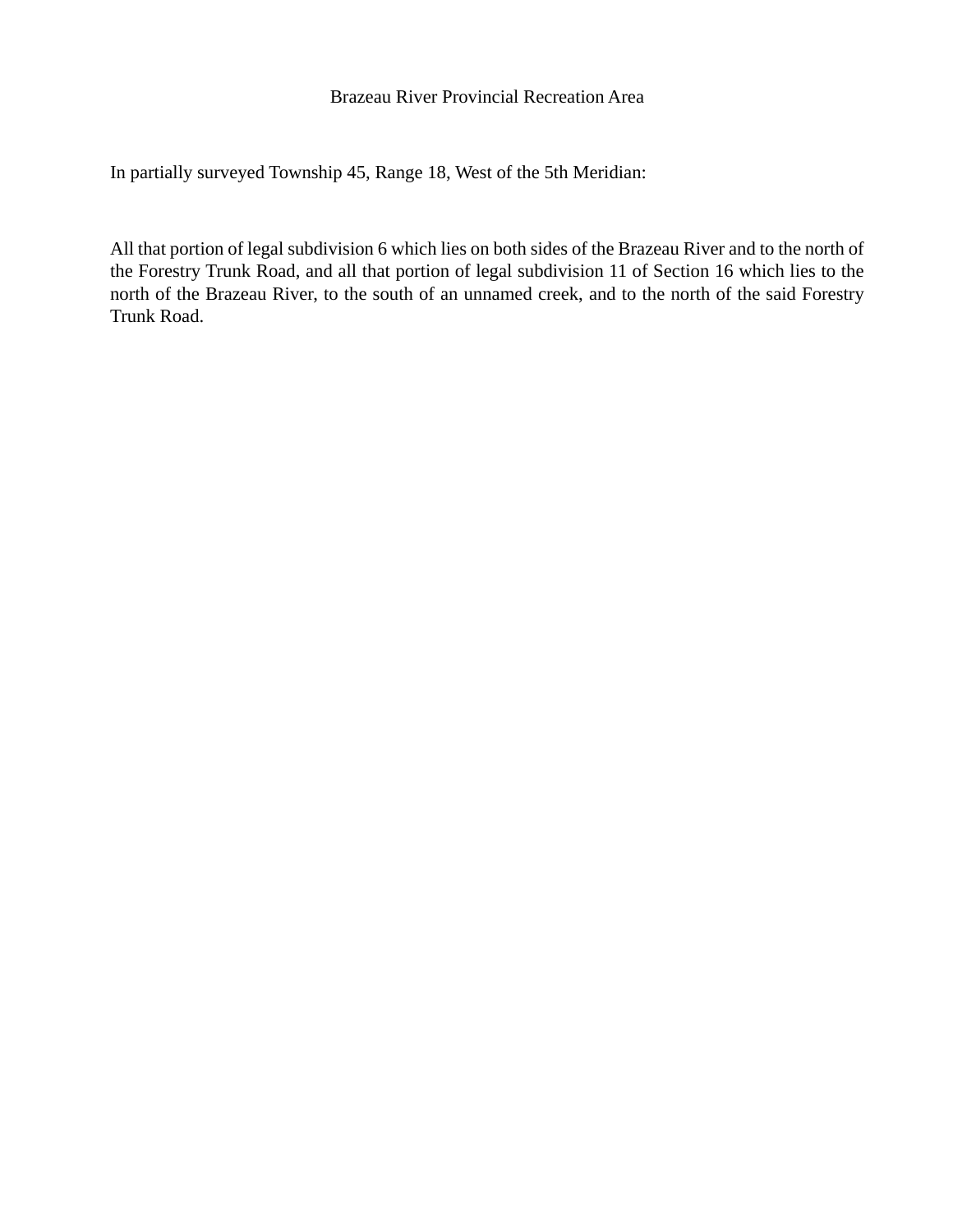# Brazeau River Provincial Recreation Area

In partially surveyed Township 45, Range 18, West of the 5th Meridian:

All that portion of legal subdivision 6 which lies on both sides of the Brazeau River and to the north of the Forestry Trunk Road, and all that portion of legal subdivision 11 of Section 16 which lies to the north of the Brazeau River, to the south of an unnamed creek, and to the north of the said Forestry Trunk Road.